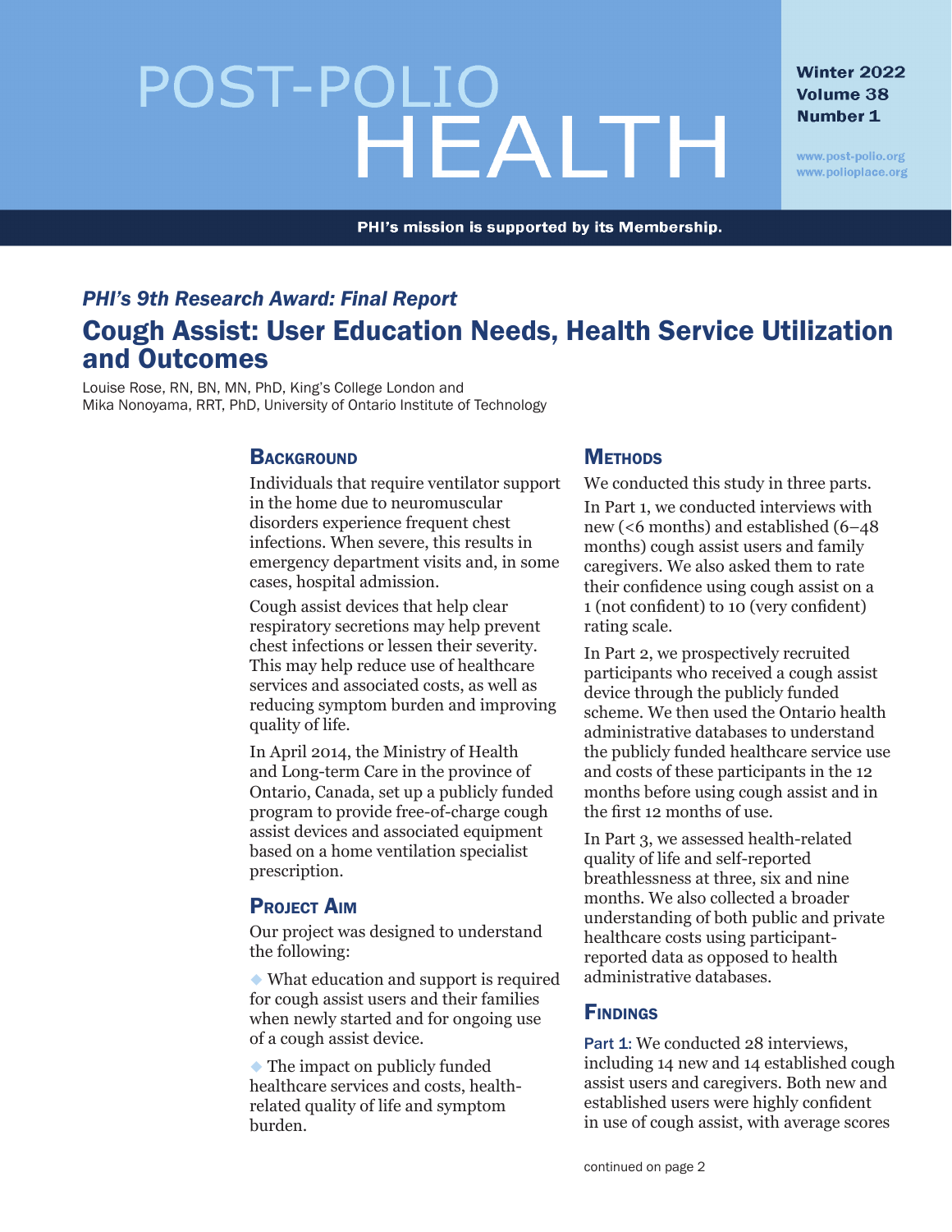# POST-POLIO HEALTH

Winter 2022
Volume 38
Number 1

www.post-polio.org
www.polioplace.org

**PHI's mission is supported by its Membership.**

*PHI's 9th Research Award: Final Report*

## Cough Assist: User Education Needs, Health Service Utilization and Outcomes

Louise Rose, RN, BN, MN, PhD, King's College London and
Mika Nonoyama, RRT, PhD, University of Ontario Institute of Technology

### Background

Individuals that require ventilator support in the home due to neuromuscular disorders experience frequent chest infections. When severe, this results in emergency department visits and, in some cases, hospital admission.

Cough assist devices that help clear respiratory secretions may help prevent chest infections or lessen their severity. This may help reduce use of healthcare services and associated costs, as well as reducing symptom burden and improving quality of life.

In April 2014, the Ministry of Health and Long-term Care in the province of Ontario, Canada, set up a publicly funded program to provide free-of-charge cough assist devices and associated equipment based on a home ventilation specialist prescription.

### Project Aim

Our project was designed to understand the following:

- What education and support is required for cough assist users and their families when newly started and for ongoing use of a cough assist device.
- The impact on publicly funded healthcare services and costs, health-related quality of life and symptom burden.

### Methods

We conducted this study in three parts.

In Part 1, we conducted interviews with new (<6 months) and established (6–48 months) cough assist users and family caregivers. We also asked them to rate their confidence using cough assist on a 1 (not confident) to 10 (very confident) rating scale.

In Part 2, we prospectively recruited participants who received a cough assist device through the publicly funded scheme. We then used the Ontario health administrative databases to understand the publicly funded healthcare service use and costs of these participants in the 12 months before using cough assist and in the first 12 months of use.

In Part 3, we assessed health-related quality of life and self-reported breathlessness at three, six and nine months. We also collected a broader understanding of both public and private healthcare costs using participant-reported data as opposed to health administrative databases.

### Findings

**Part 1:** We conducted 28 interviews, including 14 new and 14 established cough assist users and caregivers. Both new and established users were highly confident in use of cough assist, with average scores

continued on page 2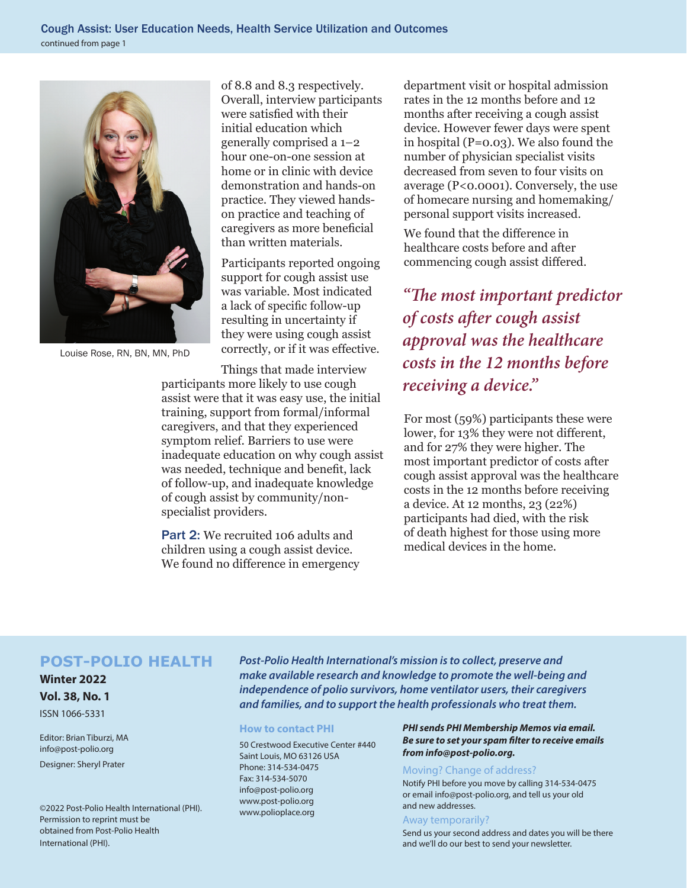## Cough Assist: User Education Needs, Health Service Utilization and Outcomes

continued from page 1

Louise Rose, RN, BN, MN, PhD

of 8.8 and 8.3 respectively. Overall, interview participants were satisfied with their initial education which generally comprised a 1–2 hour one-on-one session at home or in clinic with device demonstration and hands-on practice. They viewed hands-on practice and teaching of caregivers as more beneficial than written materials.

Participants reported ongoing support for cough assist use was variable. Most indicated a lack of specific follow-up resulting in uncertainty if they were using cough assist correctly, or if it was effective.

Things that made interview participants more likely to use cough assist were that it was easy use, the initial training, support from formal/informal caregivers, and that they experienced symptom relief. Barriers to use were inadequate education on why cough assist was needed, technique and benefit, lack of follow-up, and inadequate knowledge of cough assist by community/non-specialist providers.

**Part 2:** We recruited 106 adults and children using a cough assist device. We found no difference in emergency department visit or hospital admission rates in the 12 months before and 12 months after receiving a cough assist device. However fewer days were spent in hospital ($P=0.03$). We also found the number of physician specialist visits decreased from seven to four visits on average ($P<0.0001$). Conversely, the use of homecare nursing and homemaking/personal support visits increased.

We found that the difference in healthcare costs before and after commencing cough assist differed.

> *"The most important predictor of costs after cough assist approval was the healthcare costs in the 12 months before receiving a device."*

For most (59%) participants these were lower, for 13% they were not different, and for 27% they were higher. The most important predictor of costs after cough assist approval was the healthcare costs in the 12 months before receiving a device. At 12 months, 23 (22%) participants had died, with the risk of death highest for those using more medical devices in the home.

---

**POST-POLIO HEALTH**

**Winter 2022**

**Vol. 38, No. 1**

ISSN 1066-5331

Editor: Brian Tiburzi, MA
info@post-polio.org

Designer: Sheryl Prater

©2022 Post-Polio Health International (PHI). Permission to reprint must be obtained from Post-Polio Health International (PHI).

***Post-Polio Health International's mission is to collect, preserve and make available research and knowledge to promote the well-being and independence of polio survivors, home ventilator users, their caregivers and families, and to support the health professionals who treat them.***

**How to contact PHI**

50 Crestwood Executive Center #440
Saint Louis, MO 63126 USA
Phone: 314-534-0475
Fax: 314-534-5070
info@post-polio.org
www.post-polio.org
www.polioplace.org

***PHI sends PHI Membership Memos via email. Be sure to set your spam filter to receive emails from info@post-polio.org.***

**Moving? Change of address?**

Notify PHI before you move by calling 314-534-0475 or email info@post-polio.org, and tell us your old and new addresses.

**Away temporarily?**

Send us your second address and dates you will be there and we'll do our best to send your newsletter.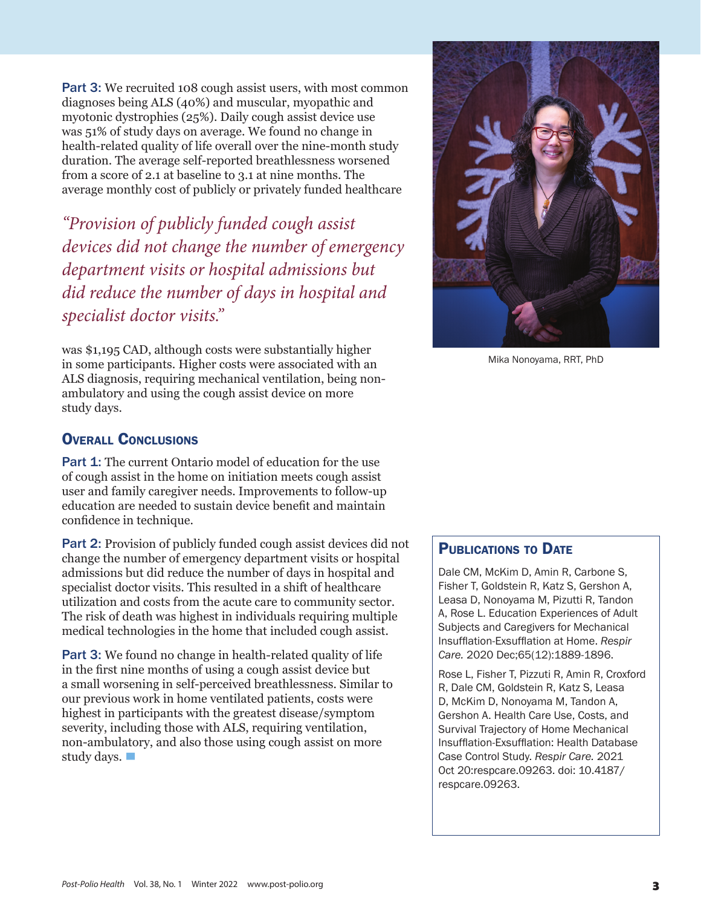**Part 3:** We recruited 108 cough assist users, with most common diagnoses being ALS (40%) and muscular, myopathic and myotonic dystrophies (25%). Daily cough assist device use was 51% of study days on average. We found no change in health-related quality of life overall over the nine-month study duration. The average self-reported breathlessness worsened from a score of 2.1 at baseline to 3.1 at nine months. The average monthly cost of publicly or privately funded healthcare was $1,195 CAD, although costs were substantially higher in some participants. Higher costs were associated with an ALS diagnosis, requiring mechanical ventilation, being non-ambulatory and using the cough assist device on more study days.

> *"Provision of publicly funded cough assist devices did not change the number of emergency department visits or hospital admissions but did reduce the number of days in hospital and specialist doctor visits."*

Mika Nonoyama, RRT, PhD

## Overall Conclusions

**Part 1:** The current Ontario model of education for the use of cough assist in the home on initiation meets cough assist user and family caregiver needs. Improvements to follow-up education are needed to sustain device benefit and maintain confidence in technique.

**Part 2:** Provision of publicly funded cough assist devices did not change the number of emergency department visits or hospital admissions but did reduce the number of days in hospital and specialist doctor visits. This resulted in a shift of healthcare utilization and costs from the acute care to community sector. The risk of death was highest in individuals requiring multiple medical technologies in the home that included cough assist.

**Part 3:** We found no change in health-related quality of life in the first nine months of using a cough assist device but a small worsening in self-perceived breathlessness. Similar to our previous work in home ventilated patients, costs were highest in participants with the greatest disease/symptom severity, including those with ALS, requiring ventilation, non-ambulatory, and also those using cough assist on more study days.

## Publications to Date

Dale CM, McKim D, Amin R, Carbone S, Fisher T, Goldstein R, Katz S, Gershon A, Leasa D, Nonoyama M, Pizutti R, Tandon A, Rose L. Education Experiences of Adult Subjects and Caregivers for Mechanical Insufflation-Exsufflation at Home. *Respir Care.* 2020 Dec;65(12):1889-1896.

Rose L, Fisher T, Pizzuti R, Amin R, Croxford R, Dale CM, Goldstein R, Katz S, Leasa D, McKim D, Nonoyama M, Tandon A, Gershon A. Health Care Use, Costs, and Survival Trajectory of Home Mechanical Insufflation-Exsufflation: Health Database Case Control Study. *Respir Care.* 2021 Oct 20:respcare.09263. doi: 10.4187/respcare.09263.